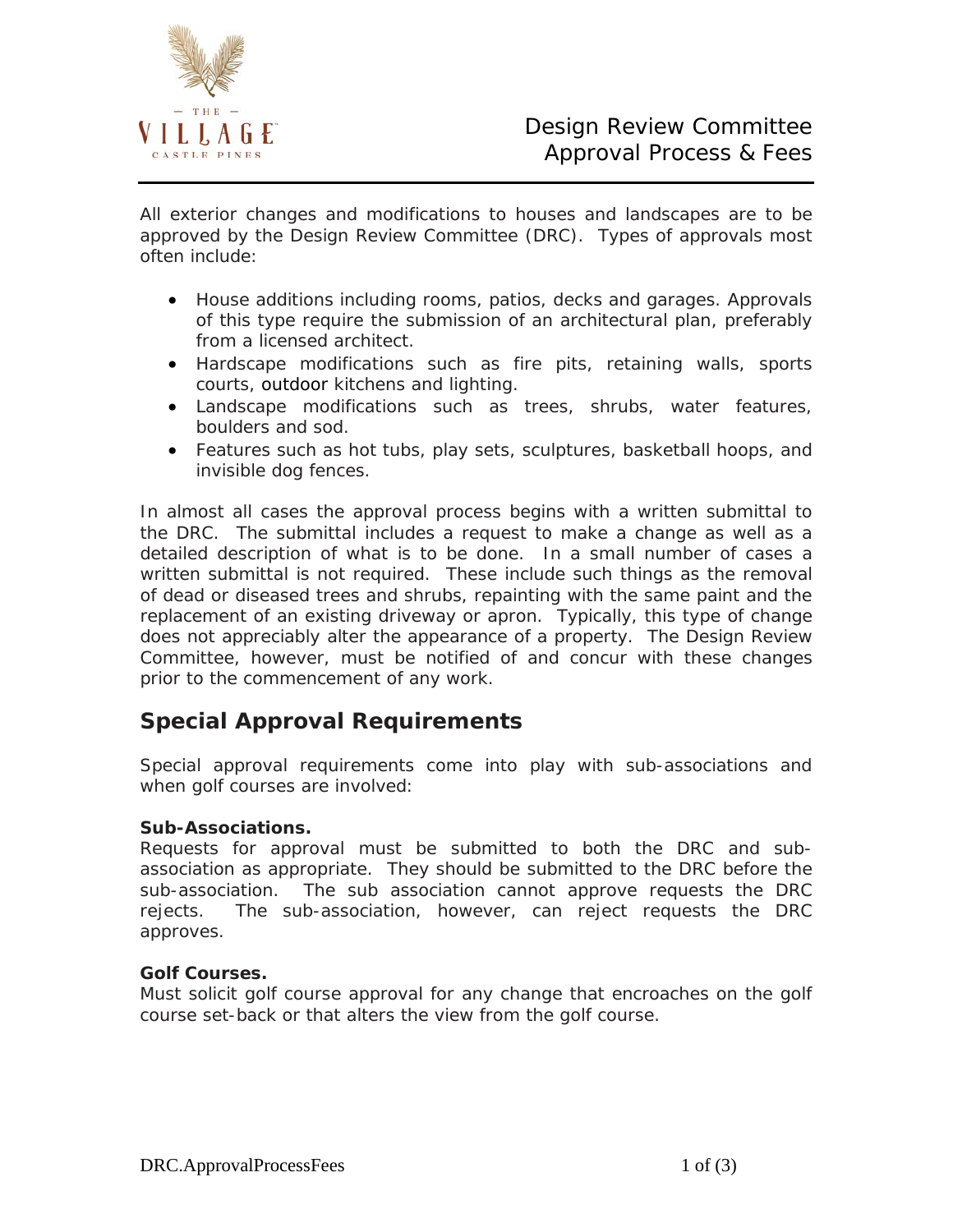THE VILLAGE
CASTLE PINES

# Design Review Committee Approval Process & Fees

All exterior changes and modifications to houses and landscapes are to be approved by the Design Review Committee (DRC). Types of approvals most often include:

- House additions including rooms, patios, decks and garages. Approvals of this type require the submission of an architectural plan, preferably from a licensed architect.
- Hardscape modifications such as fire pits, retaining walls, sports courts, outdoor kitchens and lighting.
- Landscape modifications such as trees, shrubs, water features, boulders and sod.
- Features such as hot tubs, play sets, sculptures, basketball hoops, and invisible dog fences.

In almost all cases the approval process begins with a written submittal to the DRC. The submittal includes a request to make a change as well as a detailed description of what is to be done. In a small number of cases a written submittal is not required. These include such things as the removal of dead or diseased trees and shrubs, repainting with the same paint and the replacement of an existing driveway or apron. Typically, this type of change does not appreciably alter the appearance of a property. The Design Review Committee, however, must be notified of and concur with these changes prior to the commencement of any work.

## Special Approval Requirements

Special approval requirements come into play with sub-associations and when golf courses are involved:

**Sub-Associations.**
Requests for approval must be submitted to both the DRC and sub-association as appropriate. They should be submitted to the DRC before the sub-association. The sub association cannot approve requests the DRC rejects. The sub-association, however, can reject requests the DRC approves.

**Golf Courses.**
Must solicit golf course approval for any change that encroaches on the golf course set-back or that alters the view from the golf course.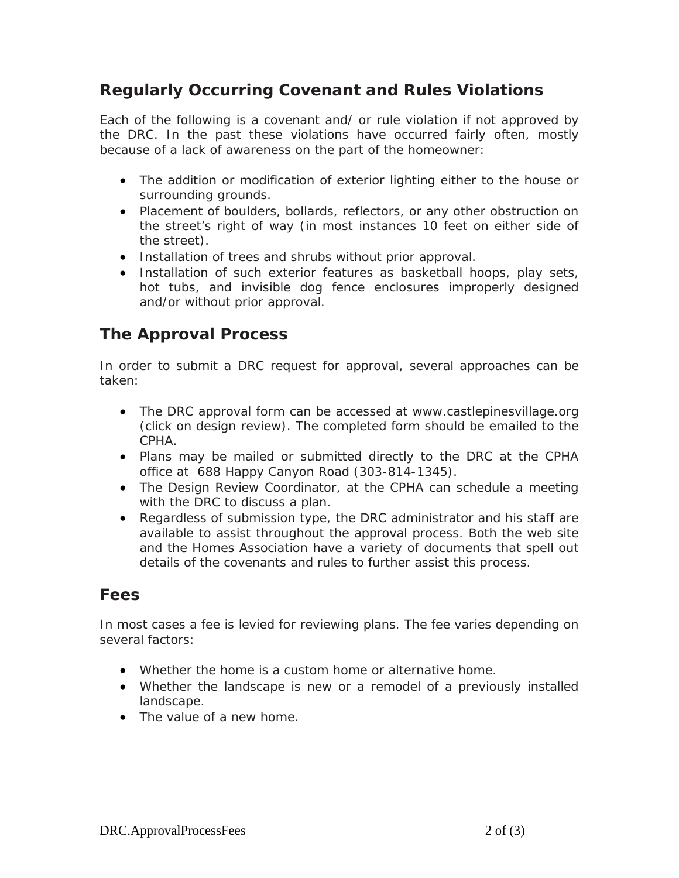## Regularly Occurring Covenant and Rules Violations

Each of the following is a covenant and/ or rule violation if not approved by the DRC. In the past these violations have occurred fairly often, mostly because of a lack of awareness on the part of the homeowner:

- The addition or modification of exterior lighting either to the house or surrounding grounds.
- Placement of boulders, bollards, reflectors, or any other obstruction on the street's right of way (in most instances 10 feet on either side of the street).
- Installation of trees and shrubs without prior approval.
- Installation of such exterior features as basketball hoops, play sets, hot tubs, and invisible dog fence enclosures improperly designed and/or without prior approval.

## The Approval Process

In order to submit a DRC request for approval, several approaches can be taken:

- The DRC approval form can be accessed at www.castlepinesvillage.org (click on design review). The completed form should be emailed to the CPHA.
- Plans may be mailed or submitted directly to the DRC at the CPHA office at 688 Happy Canyon Road (303-814-1345).
- The Design Review Coordinator, at the CPHA can schedule a meeting with the DRC to discuss a plan.
- Regardless of submission type, the DRC administrator and his staff are available to assist throughout the approval process. Both the web site and the Homes Association have a variety of documents that spell out details of the covenants and rules to further assist this process.

## Fees

In most cases a fee is levied for reviewing plans. The fee varies depending on several factors:

- Whether the home is a custom home or alternative home.
- Whether the landscape is new or a remodel of a previously installed landscape.
- The value of a new home.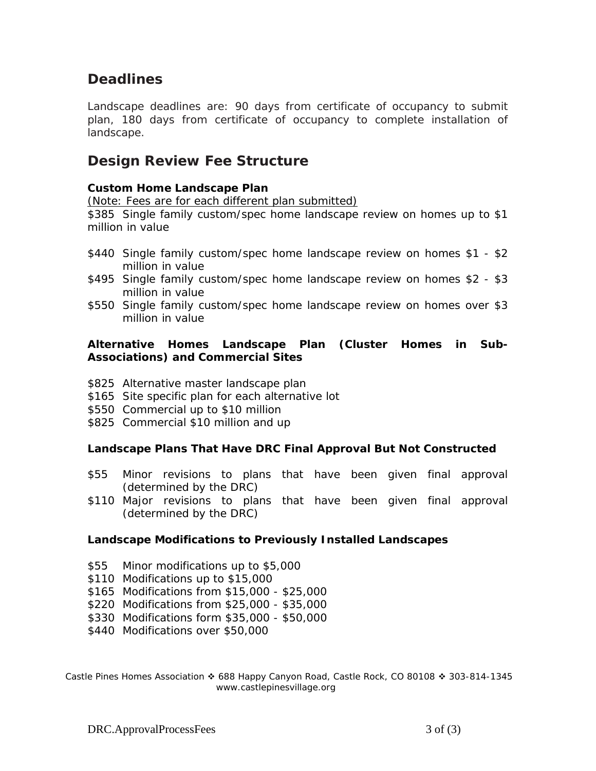## Deadlines

Landscape deadlines are: 90 days from certificate of occupancy to submit plan, 180 days from certificate of occupancy to complete installation of landscape.

## Design Review Fee Structure

**Custom Home Landscape Plan**

(Note: Fees are for each different plan submitted)

$385 Single family custom/spec home landscape review on homes up to $1 million in value

$440 Single family custom/spec home landscape review on homes $1 - $2 million in value
$495 Single family custom/spec home landscape review on homes $2 - $3 million in value
$550 Single family custom/spec home landscape review on homes over $3 million in value

**Alternative Homes Landscape Plan (Cluster Homes in Sub-Associations) and Commercial Sites**

$825 Alternative master landscape plan
$165 Site specific plan for each alternative lot
$550 Commercial up to $10 million
$825 Commercial $10 million and up

**Landscape Plans That Have DRC Final Approval But Not Constructed**

$55 Minor revisions to plans that have been given final approval (determined by the DRC)
$110 Major revisions to plans that have been given final approval (determined by the DRC)

**Landscape Modifications to Previously Installed Landscapes**

$55 Minor modifications up to $5,000
$110 Modifications up to $15,000
$165 Modifications from $15,000 - $25,000
$220 Modifications from $25,000 - $35,000
$330 Modifications form $35,000 - $50,000
$440 Modifications over $50,000

Castle Pines Homes Association ❖ 688 Happy Canyon Road, Castle Rock, CO 80108 ❖ 303-814-1345
www.castlepinesvillage.org

DRC.ApprovalProcessFees